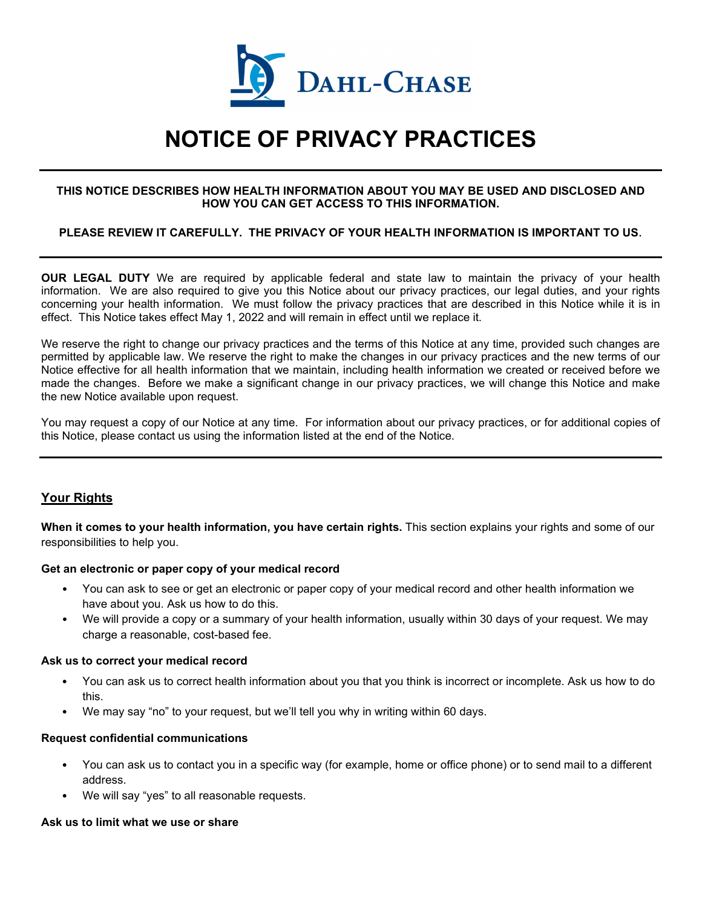DAHL-CHASE

# NOTICE OF PRIVACY PRACTICES

**THIS NOTICE DESCRIBES HOW HEALTH INFORMATION ABOUT YOU MAY BE USED AND DISCLOSED AND HOW YOU CAN GET ACCESS TO THIS INFORMATION.**

**PLEASE REVIEW IT CAREFULLY. THE PRIVACY OF YOUR HEALTH INFORMATION IS IMPORTANT TO US**.

**OUR LEGAL DUTY** We are required by applicable federal and state law to maintain the privacy of your health information. We are also required to give you this Notice about our privacy practices, our legal duties, and your rights concerning your health information. We must follow the privacy practices that are described in this Notice while it is in effect. This Notice takes effect May 1, 2022 and will remain in effect until we replace it.

We reserve the right to change our privacy practices and the terms of this Notice at any time, provided such changes are permitted by applicable law. We reserve the right to make the changes in our privacy practices and the new terms of our Notice effective for all health information that we maintain, including health information we created or received before we made the changes. Before we make a significant change in our privacy practices, we will change this Notice and make the new Notice available upon request.

You may request a copy of our Notice at any time. For information about our privacy practices, or for additional copies of this Notice, please contact us using the information listed at the end of the Notice.

## Your Rights

**When it comes to your health information, you have certain rights.** This section explains your rights and some of our responsibilities to help you.

### Get an electronic or paper copy of your medical record

- You can ask to see or get an electronic or paper copy of your medical record and other health information we have about you. Ask us how to do this.
- We will provide a copy or a summary of your health information, usually within 30 days of your request. We may charge a reasonable, cost-based fee.

### Ask us to correct your medical record

- You can ask us to correct health information about you that you think is incorrect or incomplete. Ask us how to do this.
- We may say "no" to your request, but we'll tell you why in writing within 60 days.

### Request confidential communications

- You can ask us to contact you in a specific way (for example, home or office phone) or to send mail to a different address.
- We will say "yes" to all reasonable requests.

### Ask us to limit what we use or share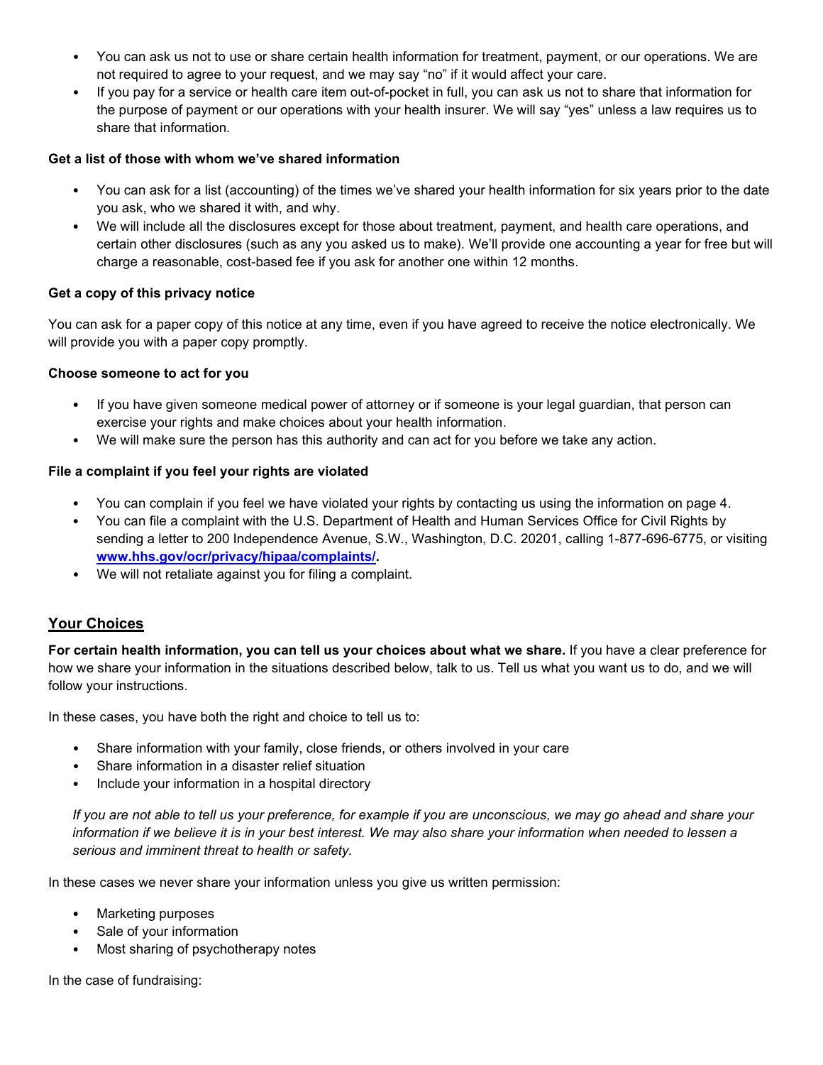- You can ask us not to use or share certain health information for treatment, payment, or our operations. We are not required to agree to your request, and we may say "no" if it would affect your care.
- If you pay for a service or health care item out-of-pocket in full, you can ask us not to share that information for the purpose of payment or our operations with your health insurer. We will say "yes" unless a law requires us to share that information.

**Get a list of those with whom we've shared information**

- You can ask for a list (accounting) of the times we've shared your health information for six years prior to the date you ask, who we shared it with, and why.
- We will include all the disclosures except for those about treatment, payment, and health care operations, and certain other disclosures (such as any you asked us to make). We'll provide one accounting a year for free but will charge a reasonable, cost-based fee if you ask for another one within 12 months.

**Get a copy of this privacy notice**

You can ask for a paper copy of this notice at any time, even if you have agreed to receive the notice electronically. We will provide you with a paper copy promptly.

**Choose someone to act for you**

- If you have given someone medical power of attorney or if someone is your legal guardian, that person can exercise your rights and make choices about your health information.
- We will make sure the person has this authority and can act for you before we take any action.

**File a complaint if you feel your rights are violated**

- You can complain if you feel we have violated your rights by contacting us using the information on page 4.
- You can file a complaint with the U.S. Department of Health and Human Services Office for Civil Rights by sending a letter to 200 Independence Avenue, S.W., Washington, D.C. 20201, calling 1-877-696-6775, or visiting **www.hhs.gov/ocr/privacy/hipaa/complaints/.**
- We will not retaliate against you for filing a complaint.

## Your Choices

**For certain health information, you can tell us your choices about what we share.** If you have a clear preference for how we share your information in the situations described below, talk to us. Tell us what you want us to do, and we will follow your instructions.

In these cases, you have both the right and choice to tell us to:

- Share information with your family, close friends, or others involved in your care
- Share information in a disaster relief situation
- Include your information in a hospital directory

*If you are not able to tell us your preference, for example if you are unconscious, we may go ahead and share your information if we believe it is in your best interest. We may also share your information when needed to lessen a serious and imminent threat to health or safety.*

In these cases we never share your information unless you give us written permission:

- Marketing purposes
- Sale of your information
- Most sharing of psychotherapy notes

In the case of fundraising: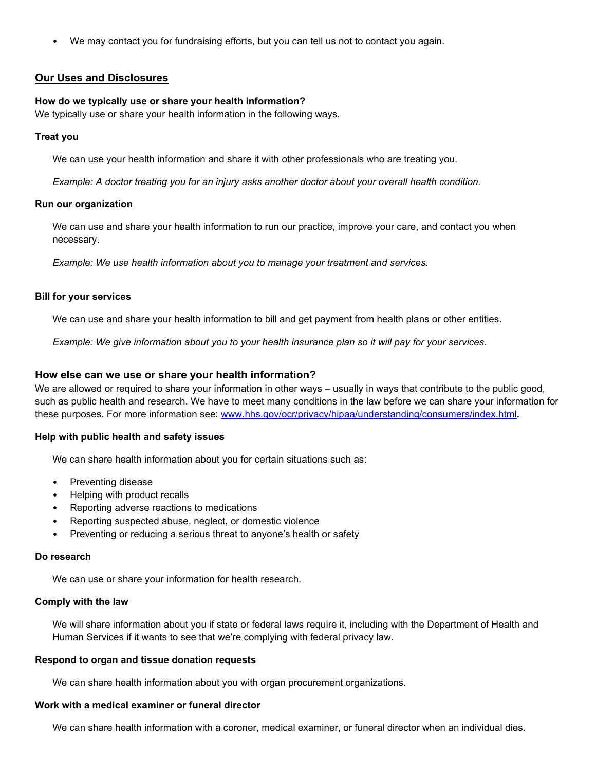- We may contact you for fundraising efforts, but you can tell us not to contact you again.

## Our Uses and Disclosures

**How do we typically use or share your health information?**
We typically use or share your health information in the following ways.

**Treat you**

We can use your health information and share it with other professionals who are treating you.

*Example: A doctor treating you for an injury asks another doctor about your overall health condition.*

**Run our organization**

We can use and share your health information to run our practice, improve your care, and contact you when necessary.

*Example: We use health information about you to manage your treatment and services.*

**Bill for your services**

We can use and share your health information to bill and get payment from health plans or other entities.

*Example: We give information about you to your health insurance plan so it will pay for your services.*

### How else can we use or share your health information?

We are allowed or required to share your information in other ways – usually in ways that contribute to the public good, such as public health and research. We have to meet many conditions in the law before we can share your information for these purposes. For more information see: www.hhs.gov/ocr/privacy/hipaa/understanding/consumers/index.html**.**

**Help with public health and safety issues**

We can share health information about you for certain situations such as:

- Preventing disease
- Helping with product recalls
- Reporting adverse reactions to medications
- Reporting suspected abuse, neglect, or domestic violence
- Preventing or reducing a serious threat to anyone's health or safety

**Do research**

We can use or share your information for health research.

**Comply with the law**

We will share information about you if state or federal laws require it, including with the Department of Health and Human Services if it wants to see that we're complying with federal privacy law.

**Respond to organ and tissue donation requests**

We can share health information about you with organ procurement organizations.

**Work with a medical examiner or funeral director**

We can share health information with a coroner, medical examiner, or funeral director when an individual dies.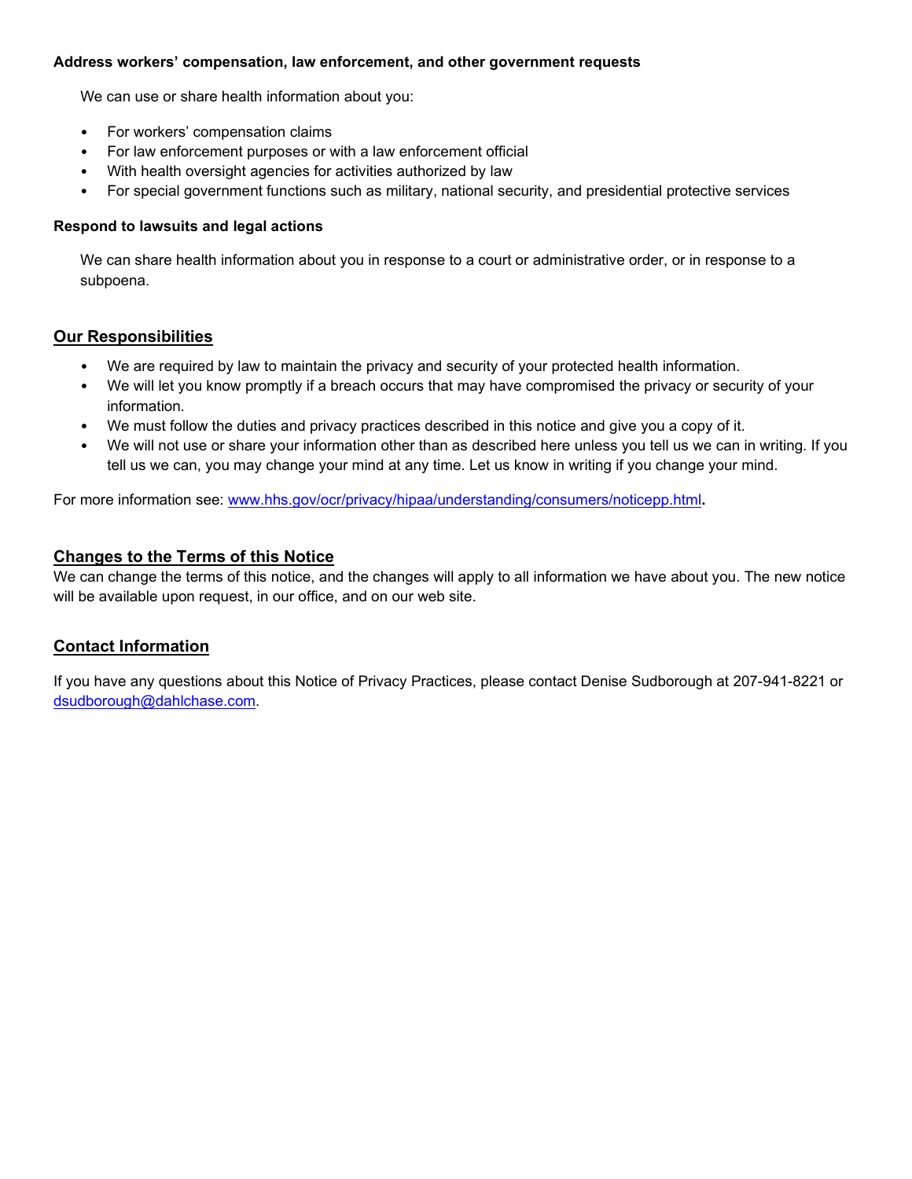**Address workers' compensation, law enforcement, and other government requests**

We can use or share health information about you:

- For workers' compensation claims
- For law enforcement purposes or with a law enforcement official
- With health oversight agencies for activities authorized by law
- For special government functions such as military, national security, and presidential protective services

**Respond to lawsuits and legal actions**

We can share health information about you in response to a court or administrative order, or in response to a subpoena.

## Our Responsibilities

- We are required by law to maintain the privacy and security of your protected health information.
- We will let you know promptly if a breach occurs that may have compromised the privacy or security of your information.
- We must follow the duties and privacy practices described in this notice and give you a copy of it.
- We will not use or share your information other than as described here unless you tell us we can in writing. If you tell us we can, you may change your mind at any time. Let us know in writing if you change your mind.

For more information see: [www.hhs.gov/ocr/privacy/hipaa/understanding/consumers/noticepp.html](http://www.hhs.gov/ocr/privacy/hipaa/understanding/consumers/noticepp.html).

## Changes to the Terms of this Notice

We can change the terms of this notice, and the changes will apply to all information we have about you. The new notice will be available upon request, in our office, and on our web site.

## Contact Information

If you have any questions about this Notice of Privacy Practices, please contact Denise Sudborough at 207-941-8221 or [dsudborough@dahlchase.com](mailto:dsudborough@dahlchase.com).